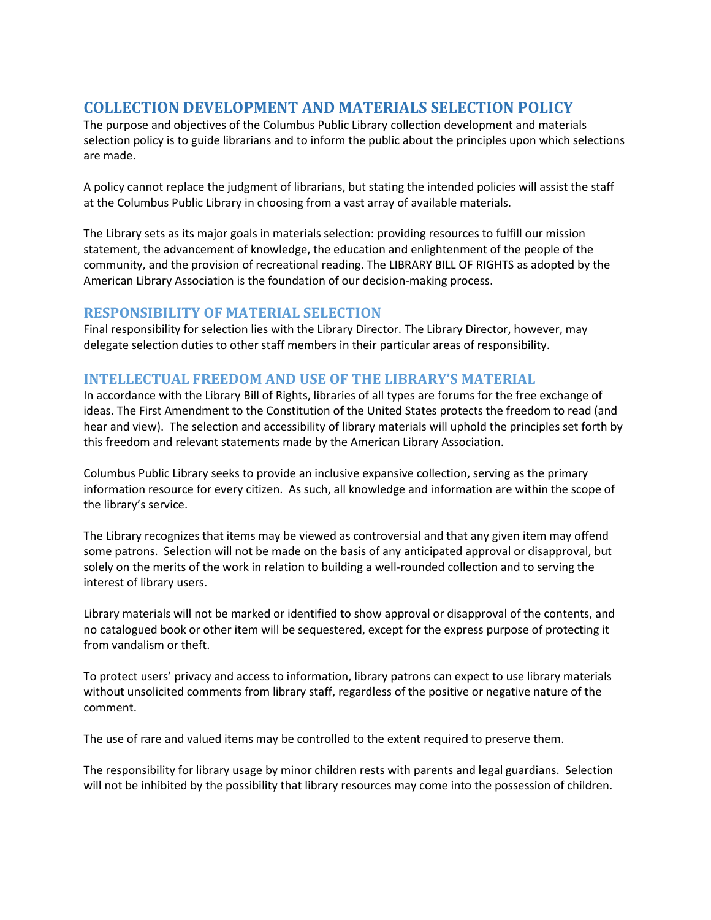# COLLECTION DEVELOPMENT AND MATERIALS SELECTION POLICY

The purpose and objectives of the Columbus Public Library collection development and materials selection policy is to guide librarians and to inform the public about the principles upon which selections are made.

A policy cannot replace the judgment of librarians, but stating the intended policies will assist the staff at the Columbus Public Library in choosing from a vast array of available materials.

The Library sets as its major goals in materials selection: providing resources to fulfill our mission statement, the advancement of knowledge, the education and enlightenment of the people of the community, and the provision of recreational reading. The LIBRARY BILL OF RIGHTS as adopted by the American Library Association is the foundation of our decision-making process.

## RESPONSIBILITY OF MATERIAL SELECTION

Final responsibility for selection lies with the Library Director. The Library Director, however, may delegate selection duties to other staff members in their particular areas of responsibility.

## INTELLECTUAL FREEDOM AND USE OF THE LIBRARY'S MATERIAL

In accordance with the Library Bill of Rights, libraries of all types are forums for the free exchange of ideas. The First Amendment to the Constitution of the United States protects the freedom to read (and hear and view). The selection and accessibility of library materials will uphold the principles set forth by this freedom and relevant statements made by the American Library Association.

Columbus Public Library seeks to provide an inclusive expansive collection, serving as the primary information resource for every citizen. As such, all knowledge and information are within the scope of the library's service.

The Library recognizes that items may be viewed as controversial and that any given item may offend some patrons. Selection will not be made on the basis of any anticipated approval or disapproval, but solely on the merits of the work in relation to building a well-rounded collection and to serving the interest of library users.

Library materials will not be marked or identified to show approval or disapproval of the contents, and no catalogued book or other item will be sequestered, except for the express purpose of protecting it from vandalism or theft.

To protect users' privacy and access to information, library patrons can expect to use library materials without unsolicited comments from library staff, regardless of the positive or negative nature of the comment.

The use of rare and valued items may be controlled to the extent required to preserve them.

The responsibility for library usage by minor children rests with parents and legal guardians. Selection will not be inhibited by the possibility that library resources may come into the possession of children.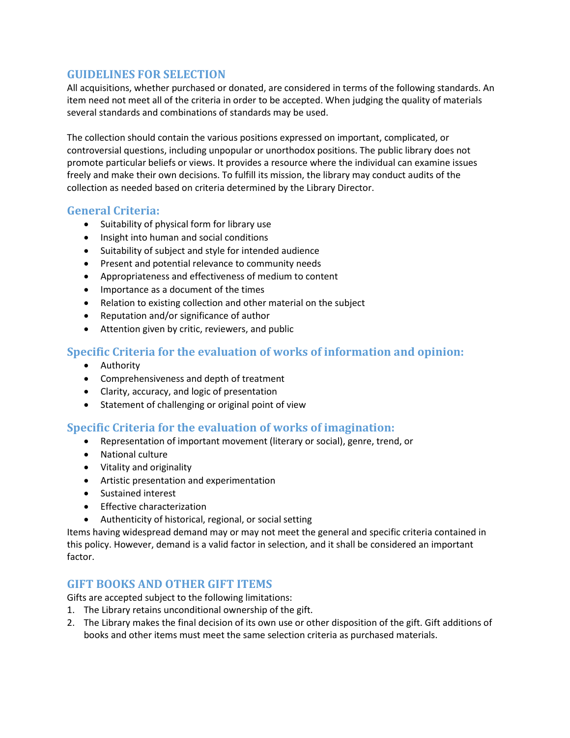## GUIDELINES FOR SELECTION

All acquisitions, whether purchased or donated, are considered in terms of the following standards. An item need not meet all of the criteria in order to be accepted. When judging the quality of materials several standards and combinations of standards may be used.

The collection should contain the various positions expressed on important, complicated, or controversial questions, including unpopular or unorthodox positions. The public library does not promote particular beliefs or views. It provides a resource where the individual can examine issues freely and make their own decisions. To fulfill its mission, the library may conduct audits of the collection as needed based on criteria determined by the Library Director.

### General Criteria:

- Suitability of physical form for library use
- Insight into human and social conditions
- Suitability of subject and style for intended audience
- Present and potential relevance to community needs
- Appropriateness and effectiveness of medium to content
- Importance as a document of the times
- Relation to existing collection and other material on the subject
- Reputation and/or significance of author
- Attention given by critic, reviewers, and public

### Specific Criteria for the evaluation of works of information and opinion:

- Authority
- Comprehensiveness and depth of treatment
- Clarity, accuracy, and logic of presentation
- Statement of challenging or original point of view

### Specific Criteria for the evaluation of works of imagination:

- Representation of important movement (literary or social), genre, trend, or
- National culture
- Vitality and originality
- Artistic presentation and experimentation
- Sustained interest
- Effective characterization
- Authenticity of historical, regional, or social setting

Items having widespread demand may or may not meet the general and specific criteria contained in this policy. However, demand is a valid factor in selection, and it shall be considered an important factor.

## GIFT BOOKS AND OTHER GIFT ITEMS

Gifts are accepted subject to the following limitations:

1. The Library retains unconditional ownership of the gift.
2. The Library makes the final decision of its own use or other disposition of the gift. Gift additions of books and other items must meet the same selection criteria as purchased materials.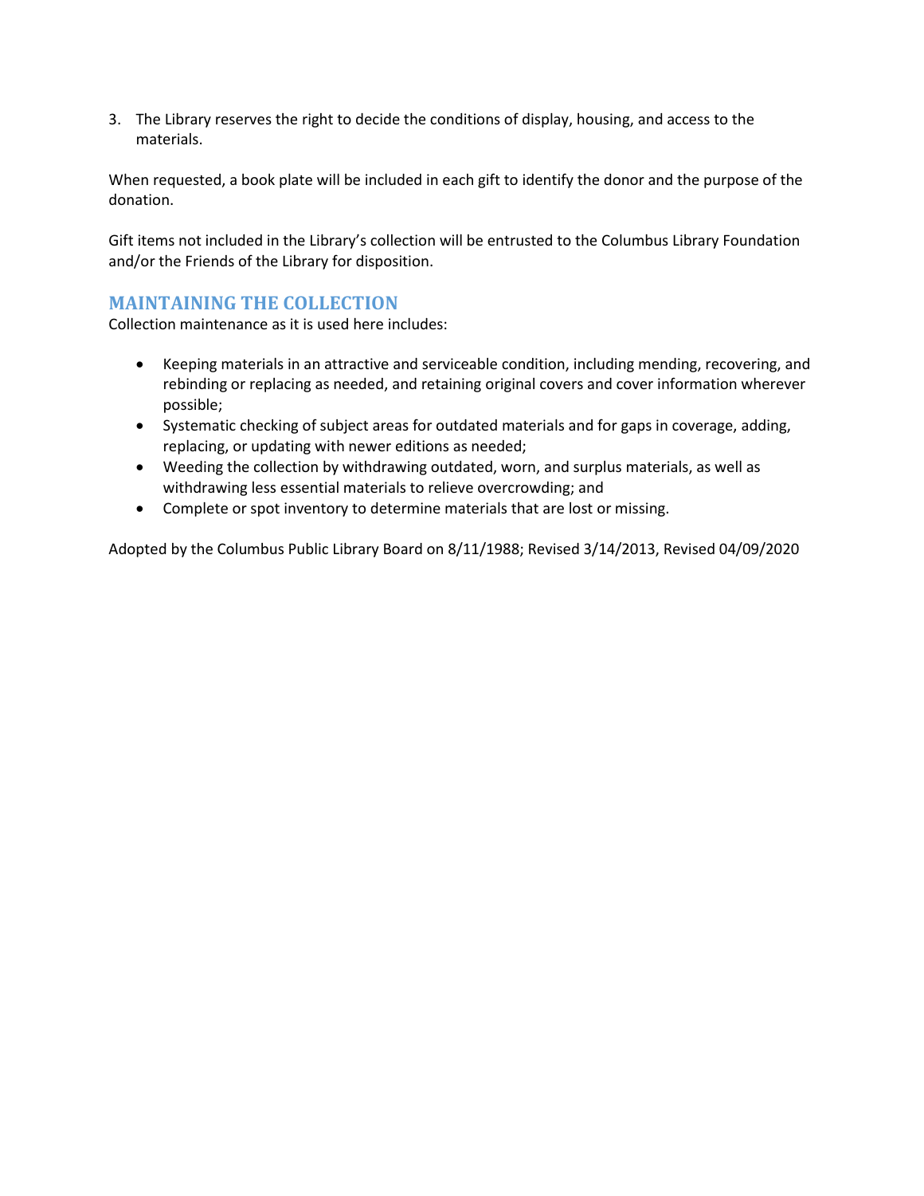3. The Library reserves the right to decide the conditions of display, housing, and access to the materials.

When requested, a book plate will be included in each gift to identify the donor and the purpose of the donation.

Gift items not included in the Library's collection will be entrusted to the Columbus Library Foundation and/or the Friends of the Library for disposition.

## MAINTAINING THE COLLECTION

Collection maintenance as it is used here includes:

- Keeping materials in an attractive and serviceable condition, including mending, recovering, and rebinding or replacing as needed, and retaining original covers and cover information wherever possible;
- Systematic checking of subject areas for outdated materials and for gaps in coverage, adding, replacing, or updating with newer editions as needed;
- Weeding the collection by withdrawing outdated, worn, and surplus materials, as well as withdrawing less essential materials to relieve overcrowding; and
- Complete or spot inventory to determine materials that are lost or missing.

Adopted by the Columbus Public Library Board on 8/11/1988; Revised 3/14/2013, Revised 04/09/2020